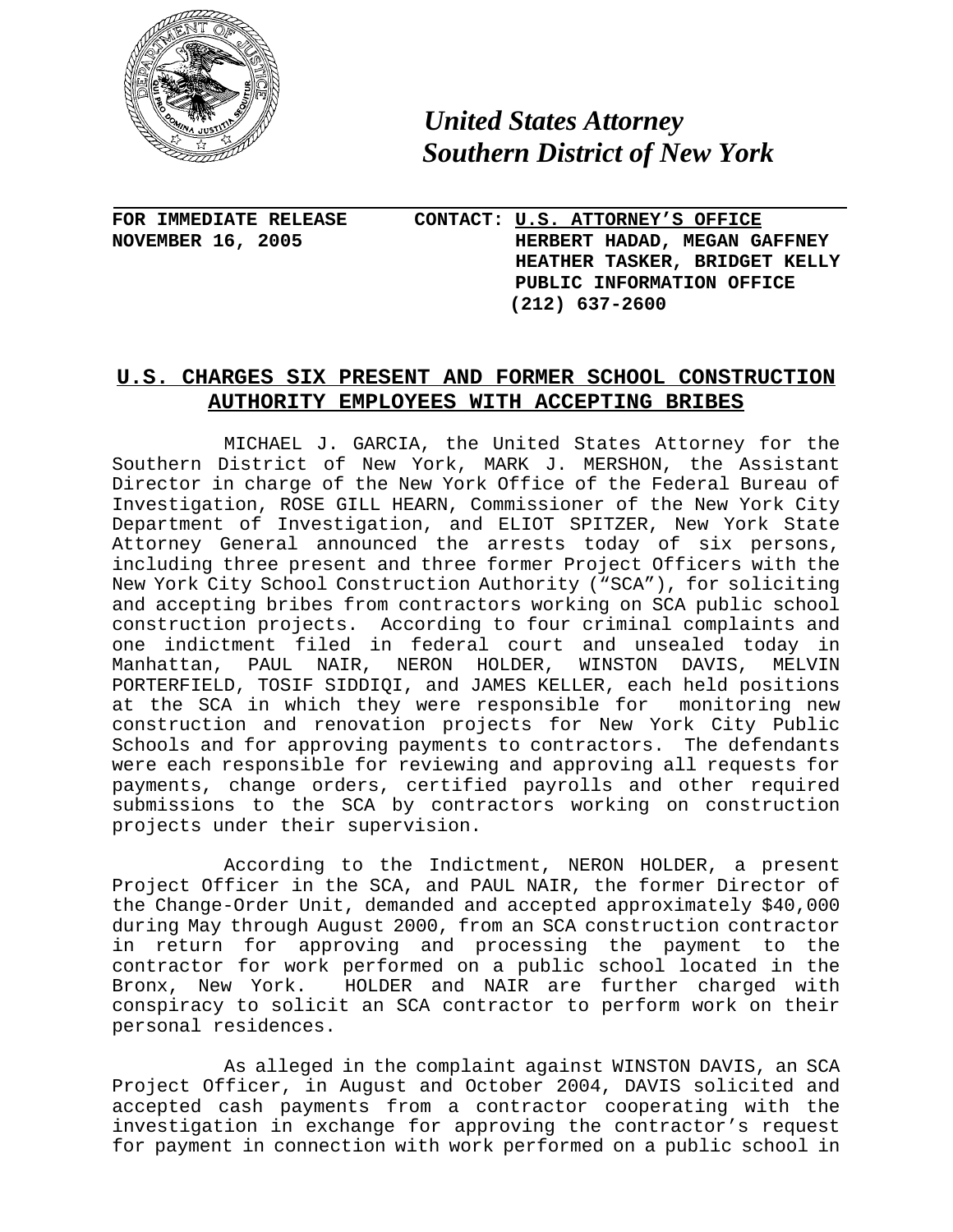*United States Attorney*
*Southern District of New York*

**FOR IMMEDIATE RELEASE**
**NOVEMBER 16, 2005**

**CONTACT: U.S. ATTORNEY'S OFFICE**
**HERBERT HADAD, MEGAN GAFFNEY**
**HEATHER TASKER, BRIDGET KELLY**
**PUBLIC INFORMATION OFFICE**
**(212) 637-2600**

## U.S. CHARGES SIX PRESENT AND FORMER SCHOOL CONSTRUCTION AUTHORITY EMPLOYEES WITH ACCEPTING BRIBES

MICHAEL J. GARCIA, the United States Attorney for the Southern District of New York, MARK J. MERSHON, the Assistant Director in charge of the New York Office of the Federal Bureau of Investigation, ROSE GILL HEARN, Commissioner of the New York City Department of Investigation, and ELIOT SPITZER, New York State Attorney General announced the arrests today of six persons, including three present and three former Project Officers with the New York City School Construction Authority ("SCA"), for soliciting and accepting bribes from contractors working on SCA public school construction projects. According to four criminal complaints and one indictment filed in federal court and unsealed today in Manhattan, PAUL NAIR, NERON HOLDER, WINSTON DAVIS, MELVIN PORTERFIELD, TOSIF SIDDIQI, and JAMES KELLER, each held positions at the SCA in which they were responsible for monitoring new construction and renovation projects for New York City Public Schools and for approving payments to contractors. The defendants were each responsible for reviewing and approving all requests for payments, change orders, certified payrolls and other required submissions to the SCA by contractors working on construction projects under their supervision.

According to the Indictment, NERON HOLDER, a present Project Officer in the SCA, and PAUL NAIR, the former Director of the Change-Order Unit, demanded and accepted approximately $40,000 during May through August 2000, from an SCA construction contractor in return for approving and processing the payment to the contractor for work performed on a public school located in the Bronx, New York. HOLDER and NAIR are further charged with conspiracy to solicit an SCA contractor to perform work on their personal residences.

As alleged in the complaint against WINSTON DAVIS, an SCA Project Officer, in August and October 2004, DAVIS solicited and accepted cash payments from a contractor cooperating with the investigation in exchange for approving the contractor's request for payment in connection with work performed on a public school in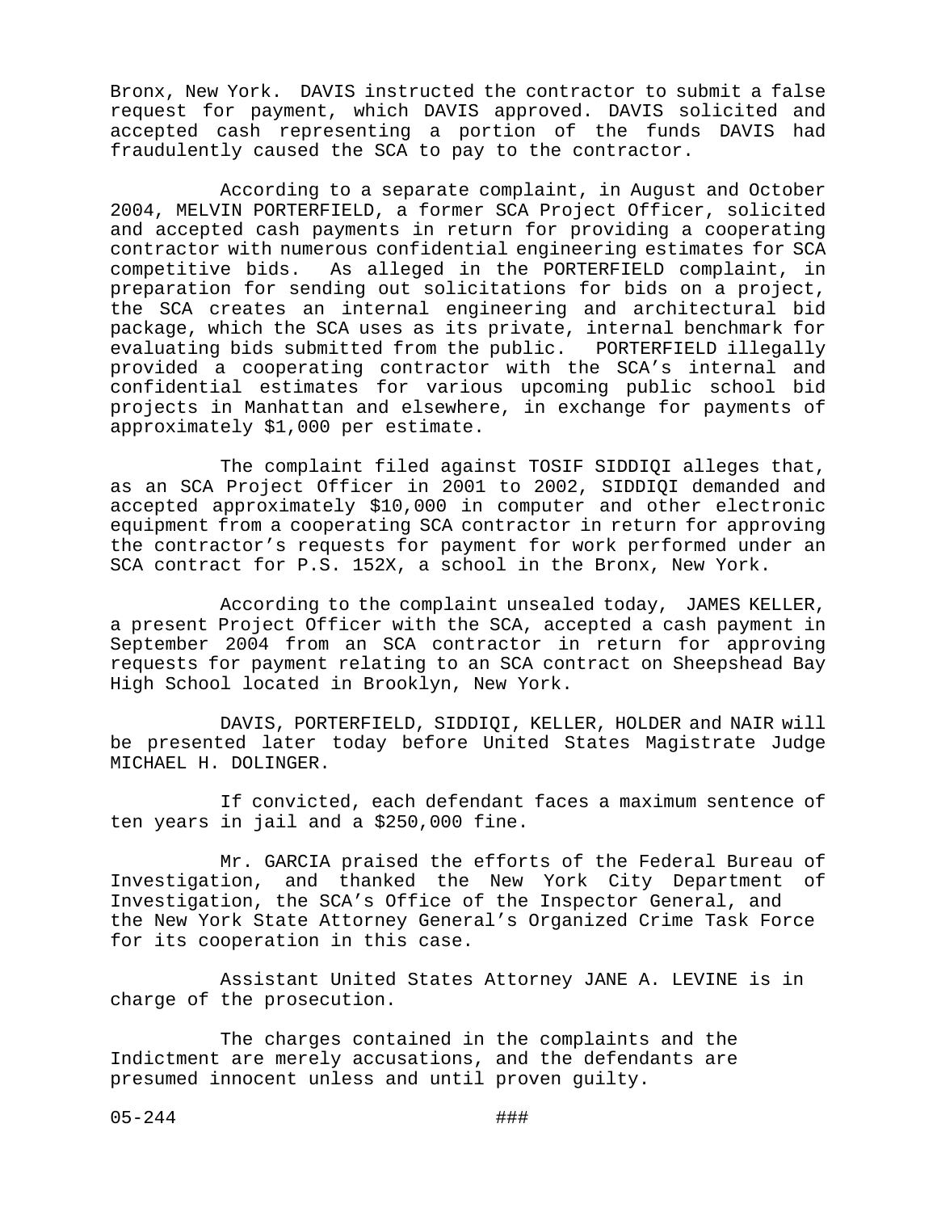Bronx, New York. DAVIS instructed the contractor to submit a false request for payment, which DAVIS approved. DAVIS solicited and accepted cash representing a portion of the funds DAVIS had fraudulently caused the SCA to pay to the contractor.

According to a separate complaint, in August and October 2004, MELVIN PORTERFIELD, a former SCA Project Officer, solicited and accepted cash payments in return for providing a cooperating contractor with numerous confidential engineering estimates for SCA competitive bids. As alleged in the PORTERFIELD complaint, in preparation for sending out solicitations for bids on a project, the SCA creates an internal engineering and architectural bid package, which the SCA uses as its private, internal benchmark for evaluating bids submitted from the public. PORTERFIELD illegally provided a cooperating contractor with the SCA's internal and confidential estimates for various upcoming public school bid projects in Manhattan and elsewhere, in exchange for payments of approximately $1,000 per estimate.

The complaint filed against TOSIF SIDDIQI alleges that, as an SCA Project Officer in 2001 to 2002, SIDDIQI demanded and accepted approximately $10,000 in computer and other electronic equipment from a cooperating SCA contractor in return for approving the contractor's requests for payment for work performed under an SCA contract for P.S. 152X, a school in the Bronx, New York.

According to the complaint unsealed today, JAMES KELLER, a present Project Officer with the SCA, accepted a cash payment in September 2004 from an SCA contractor in return for approving requests for payment relating to an SCA contract on Sheepshead Bay High School located in Brooklyn, New York.

DAVIS, PORTERFIELD, SIDDIQI, KELLER, HOLDER and NAIR will be presented later today before United States Magistrate Judge MICHAEL H. DOLINGER.

If convicted, each defendant faces a maximum sentence of ten years in jail and a $250,000 fine.

Mr. GARCIA praised the efforts of the Federal Bureau of Investigation, and thanked the New York City Department of Investigation, the SCA's Office of the Inspector General, and the New York State Attorney General's Organized Crime Task Force for its cooperation in this case.

Assistant United States Attorney JANE A. LEVINE is in charge of the prosecution.

The charges contained in the complaints and the Indictment are merely accusations, and the defendants are presumed innocent unless and until proven guilty.

05-244 ###